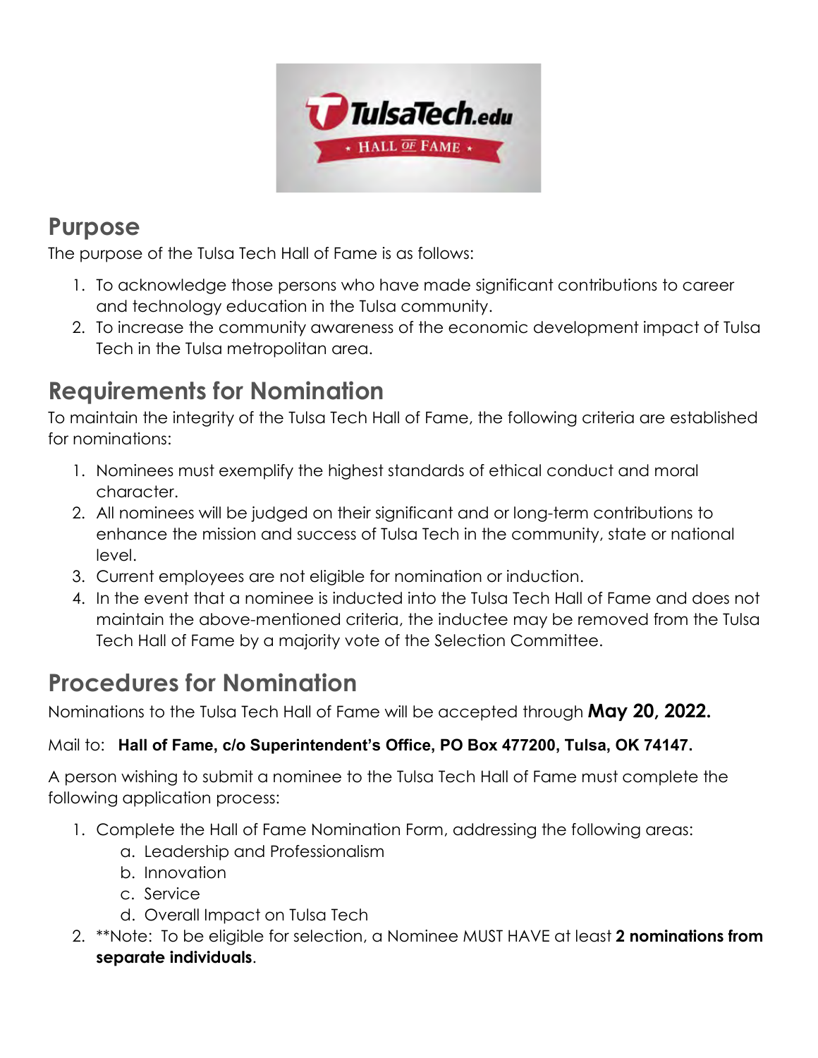## Purpose

The purpose of the Tulsa Tech Hall of Fame is as follows:

1. To acknowledge those persons who have made significant contributions to career and technology education in the Tulsa community.
2. To increase the community awareness of the economic development impact of Tulsa Tech in the Tulsa metropolitan area.

## Requirements for Nomination

To maintain the integrity of the Tulsa Tech Hall of Fame, the following criteria are established for nominations:

1. Nominees must exemplify the highest standards of ethical conduct and moral character.
2. All nominees will be judged on their significant and or long-term contributions to enhance the mission and success of Tulsa Tech in the community, state or national level.
3. Current employees are not eligible for nomination or induction.
4. In the event that a nominee is inducted into the Tulsa Tech Hall of Fame and does not maintain the above-mentioned criteria, the inductee may be removed from the Tulsa Tech Hall of Fame by a majority vote of the Selection Committee.

## Procedures for Nomination

Nominations to the Tulsa Tech Hall of Fame will be accepted through **May 20, 2022.**

Mail to: **Hall of Fame, c/o Superintendent's Office, PO Box 477200, Tulsa, OK 74147.**

A person wishing to submit a nominee to the Tulsa Tech Hall of Fame must complete the following application process:

1. Complete the Hall of Fame Nomination Form, addressing the following areas:
   a. Leadership and Professionalism
   b. Innovation
   c. Service
   d. Overall Impact on Tulsa Tech
2. **Note: To be eligible for selection, a Nominee MUST HAVE at least **2 nominations from separate individuals**.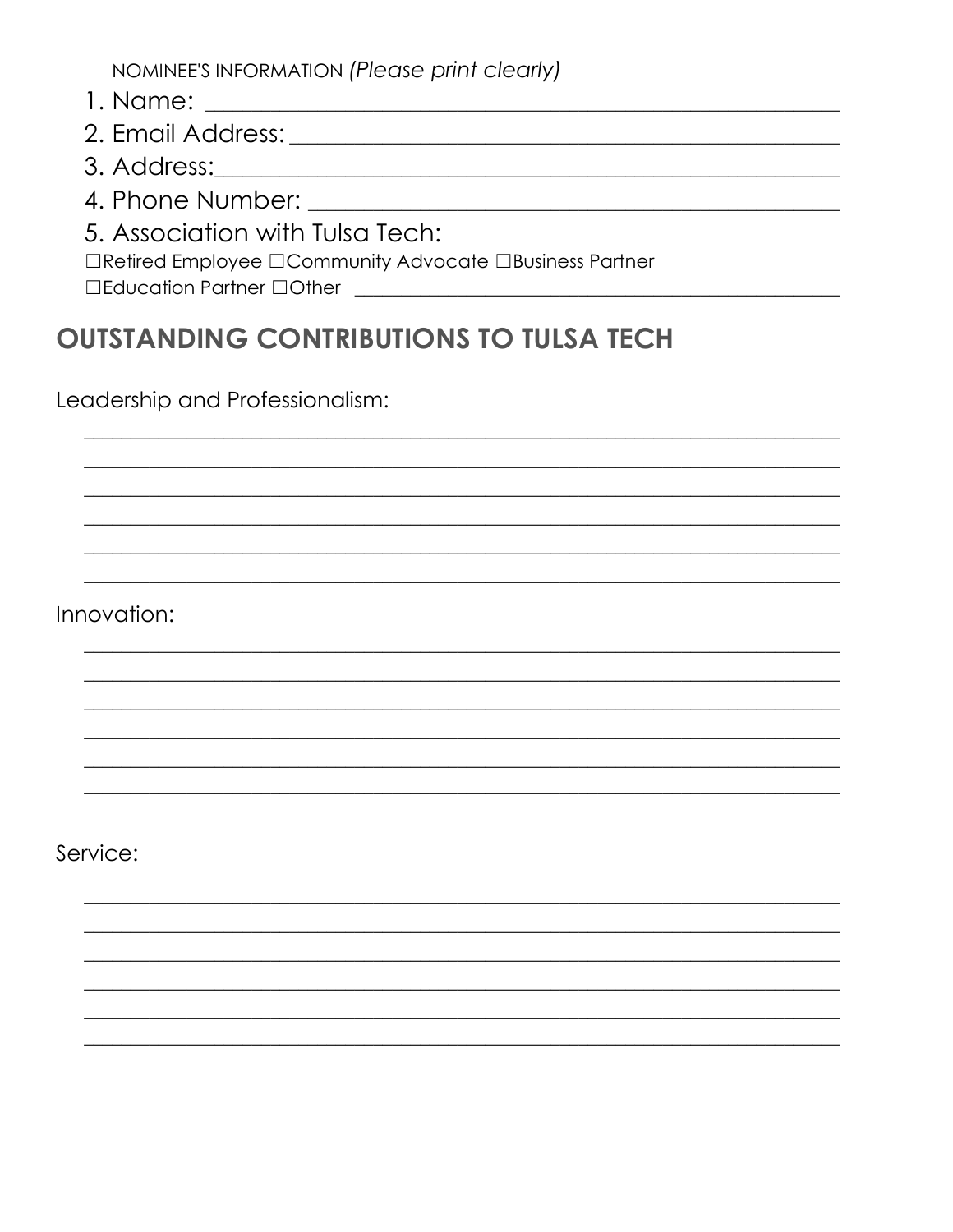NOMINEE'S INFORMATION *(Please print clearly)*

1. Name: ______________________________________________
2. Email Address: ______________________________________
3. Address: ___________________________________________
4. Phone Number: ______________________________________
5. Association with Tulsa Tech:

☐Retired Employee ☐Community Advocate ☐Business Partner
☐Education Partner ☐Other ______________________________

## OUTSTANDING CONTRIBUTIONS TO TULSA TECH

Leadership and Professionalism:

______________________________________________________________
______________________________________________________________
______________________________________________________________
______________________________________________________________
______________________________________________________________
______________________________________________________________

Innovation:

______________________________________________________________
______________________________________________________________
______________________________________________________________
______________________________________________________________
______________________________________________________________
______________________________________________________________

Service:

______________________________________________________________
______________________________________________________________
______________________________________________________________
______________________________________________________________
______________________________________________________________
______________________________________________________________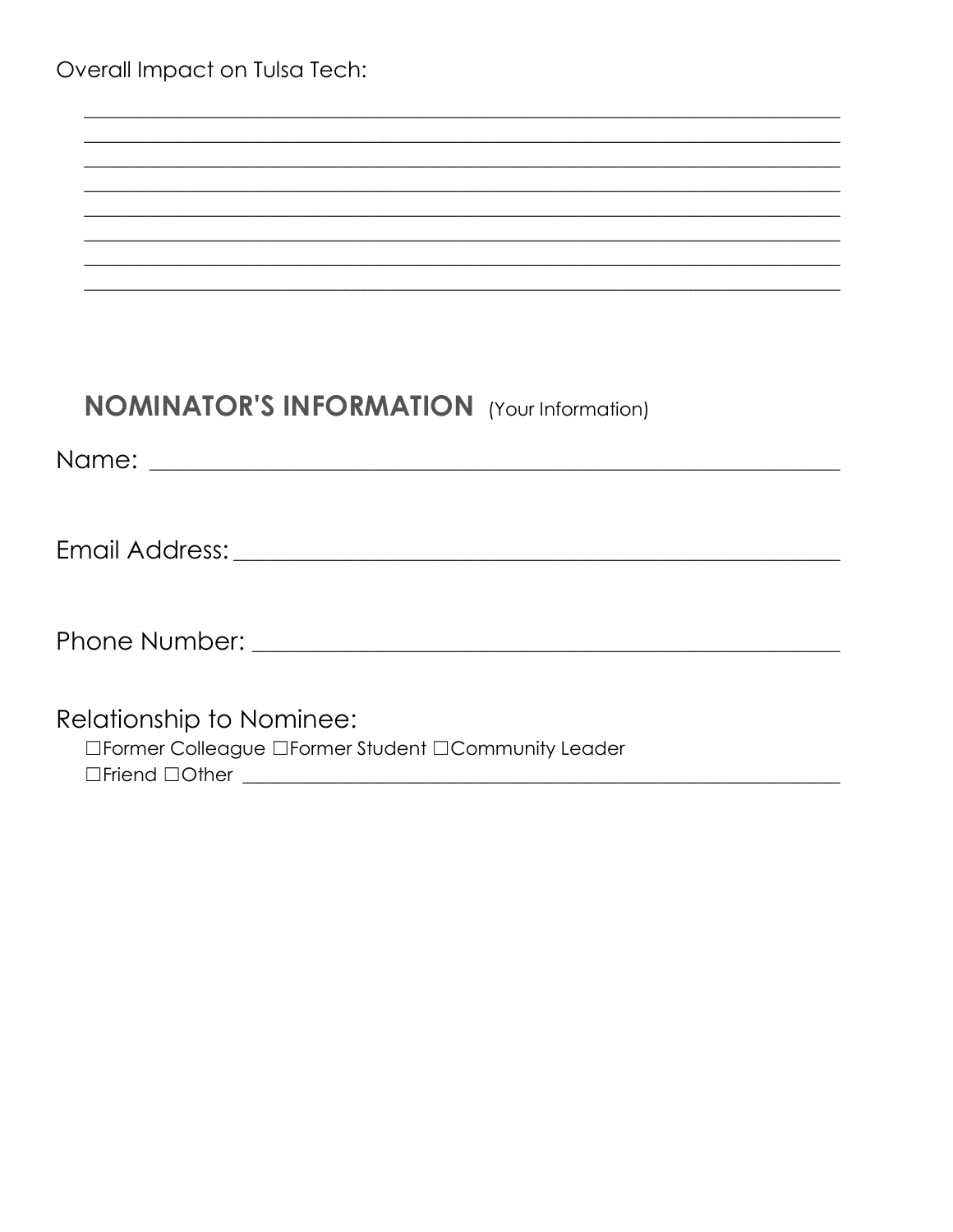Overall Impact on Tulsa Tech:

________________________________________________________________________________
________________________________________________________________________________
________________________________________________________________________________
________________________________________________________________________________
________________________________________________________________________________
________________________________________________________________________________
________________________________________________________________________________
________________________________________________________________________________

## NOMINATOR'S INFORMATION (Your Information)

Name: ____________________________________________________________

Email Address: _____________________________________________________

Phone Number: _____________________________________________________

Relationship to Nominee:

☐Former Colleague ☐Former Student ☐Community Leader
☐Friend ☐Other ______________________________________________________